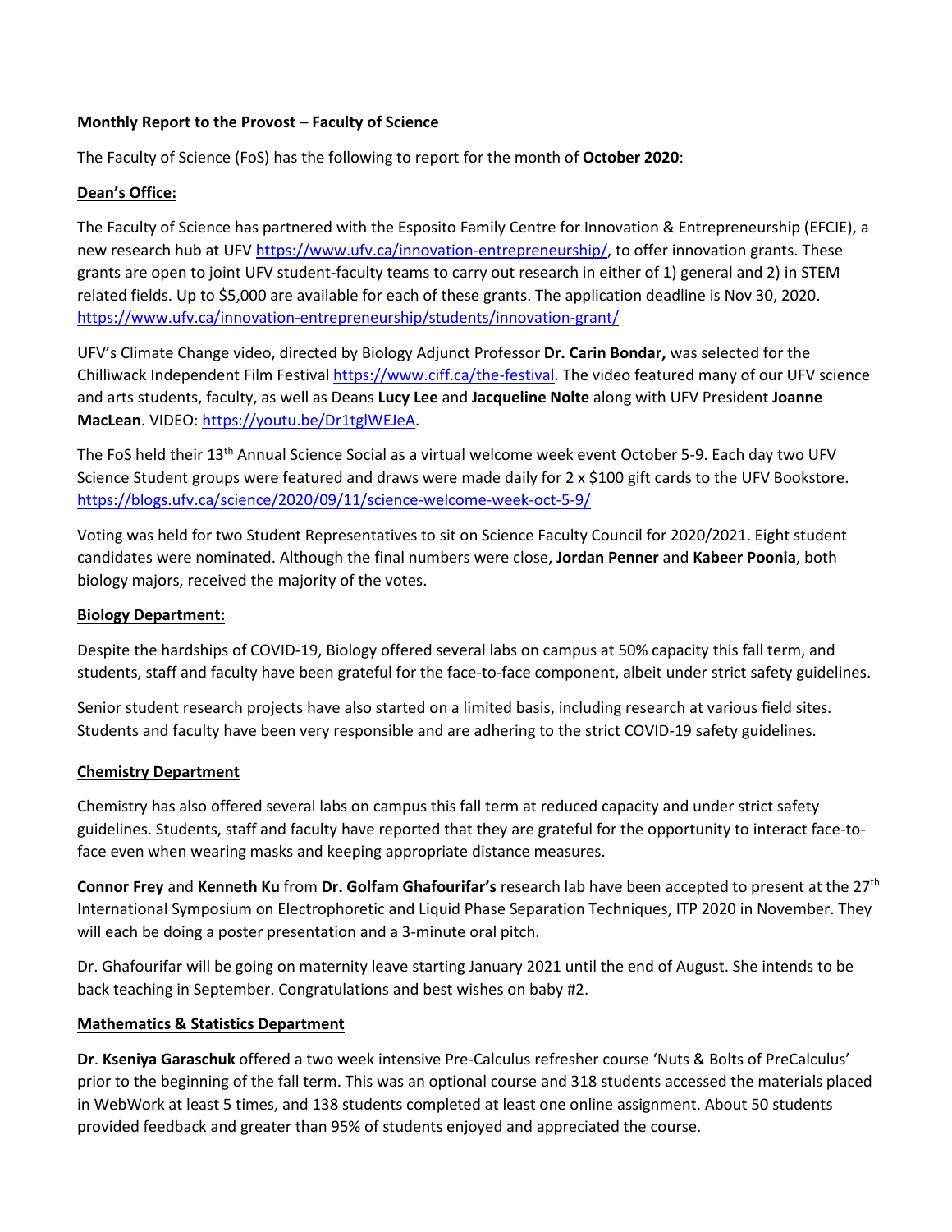**Monthly Report to the Provost – Faculty of Science**

The Faculty of Science (FoS) has the following to report for the month of **October 2020**:

**Dean's Office:**

The Faculty of Science has partnered with the Esposito Family Centre for Innovation & Entrepreneurship (EFCIE), a new research hub at UFV https://www.ufv.ca/innovation-entrepreneurship/, to offer innovation grants. These grants are open to joint UFV student-faculty teams to carry out research in either of 1) general and 2) in STEM related fields. Up to $5,000 are available for each of these grants. The application deadline is Nov 30, 2020. https://www.ufv.ca/innovation-entrepreneurship/students/innovation-grant/

UFV's Climate Change video, directed by Biology Adjunct Professor **Dr. Carin Bondar,** was selected for the Chilliwack Independent Film Festival https://www.ciff.ca/the-festival. The video featured many of our UFV science and arts students, faculty, as well as Deans **Lucy Lee** and **Jacqueline Nolte** along with UFV President **Joanne MacLean**. VIDEO: https://youtu.be/Dr1tglWEJeA.

The FoS held their 13th Annual Science Social as a virtual welcome week event October 5-9. Each day two UFV Science Student groups were featured and draws were made daily for 2 x $100 gift cards to the UFV Bookstore. https://blogs.ufv.ca/science/2020/09/11/science-welcome-week-oct-5-9/

Voting was held for two Student Representatives to sit on Science Faculty Council for 2020/2021. Eight student candidates were nominated. Although the final numbers were close, **Jordan Penner** and **Kabeer Poonia**, both biology majors, received the majority of the votes.

**Biology Department:**

Despite the hardships of COVID-19, Biology offered several labs on campus at 50% capacity this fall term, and students, staff and faculty have been grateful for the face-to-face component, albeit under strict safety guidelines.

Senior student research projects have also started on a limited basis, including research at various field sites. Students and faculty have been very responsible and are adhering to the strict COVID-19 safety guidelines.

**Chemistry Department**

Chemistry has also offered several labs on campus this fall term at reduced capacity and under strict safety guidelines. Students, staff and faculty have reported that they are grateful for the opportunity to interact face-to-face even when wearing masks and keeping appropriate distance measures.

**Connor Frey** and **Kenneth Ku** from **Dr. Golfam Ghafourifar's** research lab have been accepted to present at the 27th International Symposium on Electrophoretic and Liquid Phase Separation Techniques, ITP 2020 in November. They will each be doing a poster presentation and a 3-minute oral pitch.

Dr. Ghafourifar will be going on maternity leave starting January 2021 until the end of August. She intends to be back teaching in September. Congratulations and best wishes on baby #2.

**Mathematics & Statistics Department**

**Dr**. **Kseniya Garaschuk** offered a two week intensive Pre-Calculus refresher course 'Nuts & Bolts of PreCalculus' prior to the beginning of the fall term. This was an optional course and 318 students accessed the materials placed in WebWork at least 5 times, and 138 students completed at least one online assignment. About 50 students provided feedback and greater than 95% of students enjoyed and appreciated the course.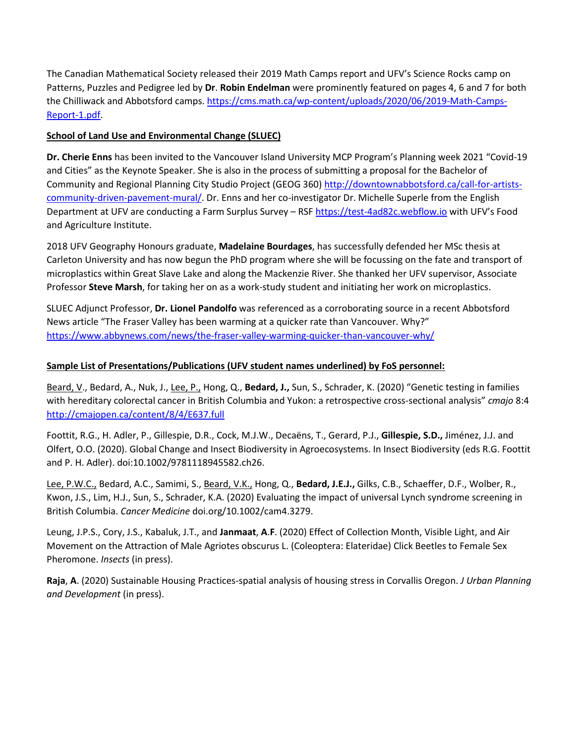The Canadian Mathematical Society released their 2019 Math Camps report and UFV's Science Rocks camp on Patterns, Puzzles and Pedigree led by **Dr**. **Robin Endelman** were prominently featured on pages 4, 6 and 7 for both the Chilliwack and Abbotsford camps. https://cms.math.ca/wp-content/uploads/2020/06/2019-Math-Camps-Report-1.pdf.

**School of Land Use and Environmental Change (SLUEC)**

**Dr. Cherie Enns** has been invited to the Vancouver Island University MCP Program's Planning week 2021 "Covid-19 and Cities" as the Keynote Speaker. She is also in the process of submitting a proposal for the Bachelor of Community and Regional Planning City Studio Project (GEOG 360) http://downtownabbotsford.ca/call-for-artists-community-driven-pavement-mural/. Dr. Enns and her co-investigator Dr. Michelle Superle from the English Department at UFV are conducting a Farm Surplus Survey – RSF https://test-4ad82c.webflow.io with UFV's Food and Agriculture Institute.

2018 UFV Geography Honours graduate, **Madelaine Bourdages**, has successfully defended her MSc thesis at Carleton University and has now begun the PhD program where she will be focussing on the fate and transport of microplastics within Great Slave Lake and along the Mackenzie River. She thanked her UFV supervisor, Associate Professor **Steve Marsh**, for taking her on as a work-study student and initiating her work on microplastics.

SLUEC Adjunct Professor, **Dr. Lionel Pandolfo** was referenced as a corroborating source in a recent Abbotsford News article "The Fraser Valley has been warming at a quicker rate than Vancouver. Why?" https://www.abbynews.com/news/the-fraser-valley-warming-quicker-than-vancouver-why/

**Sample List of Presentations/Publications (UFV student names underlined) by FoS personnel:**

<u>Beard, V</u>., Bedard, A., Nuk, J., <u>Lee, P.,</u> Hong, Q., **Bedard, J.,** Sun, S., Schrader, K. (2020) "Genetic testing in families with hereditary colorectal cancer in British Columbia and Yukon: a retrospective cross-sectional analysis" *cmajo* 8:4 http://cmajopen.ca/content/8/4/E637.full

Foottit, R.G., H. Adler, P., Gillespie, D.R., Cock, M.J.W., Decaëns, T., Gerard, P.J., **Gillespie, S.D.,** Jiménez, J.J. and Olfert, O.O. (2020). Global Change and Insect Biodiversity in Agroecosystems. In Insect Biodiversity (eds R.G. Foottit and P. H. Adler). doi:10.1002/9781118945582.ch26.

<u>Lee, P.W.C.,</u> Bedard, A.C., Samimi, S., <u>Beard, V.K.,</u> Hong, Q., **Bedard, J.E.J.,** Gilks, C.B., Schaeffer, D.F., Wolber, R., Kwon, J.S., Lim, H.J., Sun, S., Schrader, K.A. (2020) Evaluating the impact of universal Lynch syndrome screening in British Columbia. *Cancer Medicine* doi.org/10.1002/cam4.3279.

Leung, J.P.S., Cory, J.S., Kabaluk, J.T., and **Janmaat**, **A**.**F**. (2020) Effect of Collection Month, Visible Light, and Air Movement on the Attraction of Male Agriotes obscurus L. (Coleoptera: Elateridae) Click Beetles to Female Sex Pheromone. *Insects* (in press).

**Raja**, **A**. (2020) Sustainable Housing Practices-spatial analysis of housing stress in Corvallis Oregon. *J Urban Planning and Development* (in press).